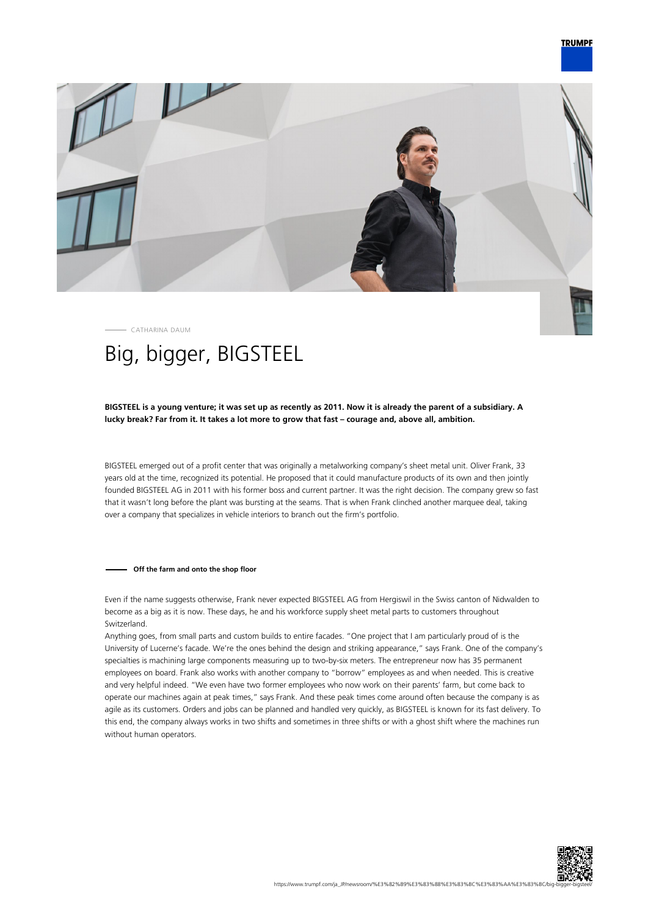CATHARINA DAUM

# Big, bigger, BIGSTEEL

**BIGSTEEL is a young venture; it was set up as recently as 2011. Now it is already the parent of a subsidiary. A lucky break? Far from it. It takes a lot more to grow that fast – courage and, above all, ambition.**

BIGSTEEL emerged out of a profit center that was originally a metalworking company's sheet metal unit. Oliver Frank, 33 years old at the time, recognized its potential. He proposed that it could manufacture products of its own and then jointly founded BIGSTEEL AG in 2011 with his former boss and current partner. It was the right decision. The company grew so fast that it wasn't long before the plant was bursting at the seams. That is when Frank clinched another marquee deal, taking over a company that specializes in vehicle interiors to branch out the firm's portfolio.

## Off the farm and onto the shop floor

Even if the name suggests otherwise, Frank never expected BIGSTEEL AG from Hergiswil in the Swiss canton of Nidwalden to become as a big as it is now. These days, he and his workforce supply sheet metal parts to customers throughout Switzerland.

Anything goes, from small parts and custom builds to entire facades. "One project that I am particularly proud of is the University of Lucerne's facade. We're the ones behind the design and striking appearance," says Frank. One of the company's specialties is machining large components measuring up to two-by-six meters. The entrepreneur now has 35 permanent employees on board. Frank also works with another company to "borrow" employees as and when needed. This is creative and very helpful indeed. "We even have two former employees who now work on their parents' farm, but come back to operate our machines again at peak times," says Frank. And these peak times come around often because the company is as agile as its customers. Orders and jobs can be planned and handled very quickly, as BIGSTEEL is known for its fast delivery. To this end, the company always works in two shifts and sometimes in three shifts or with a ghost shift where the machines run without human operators.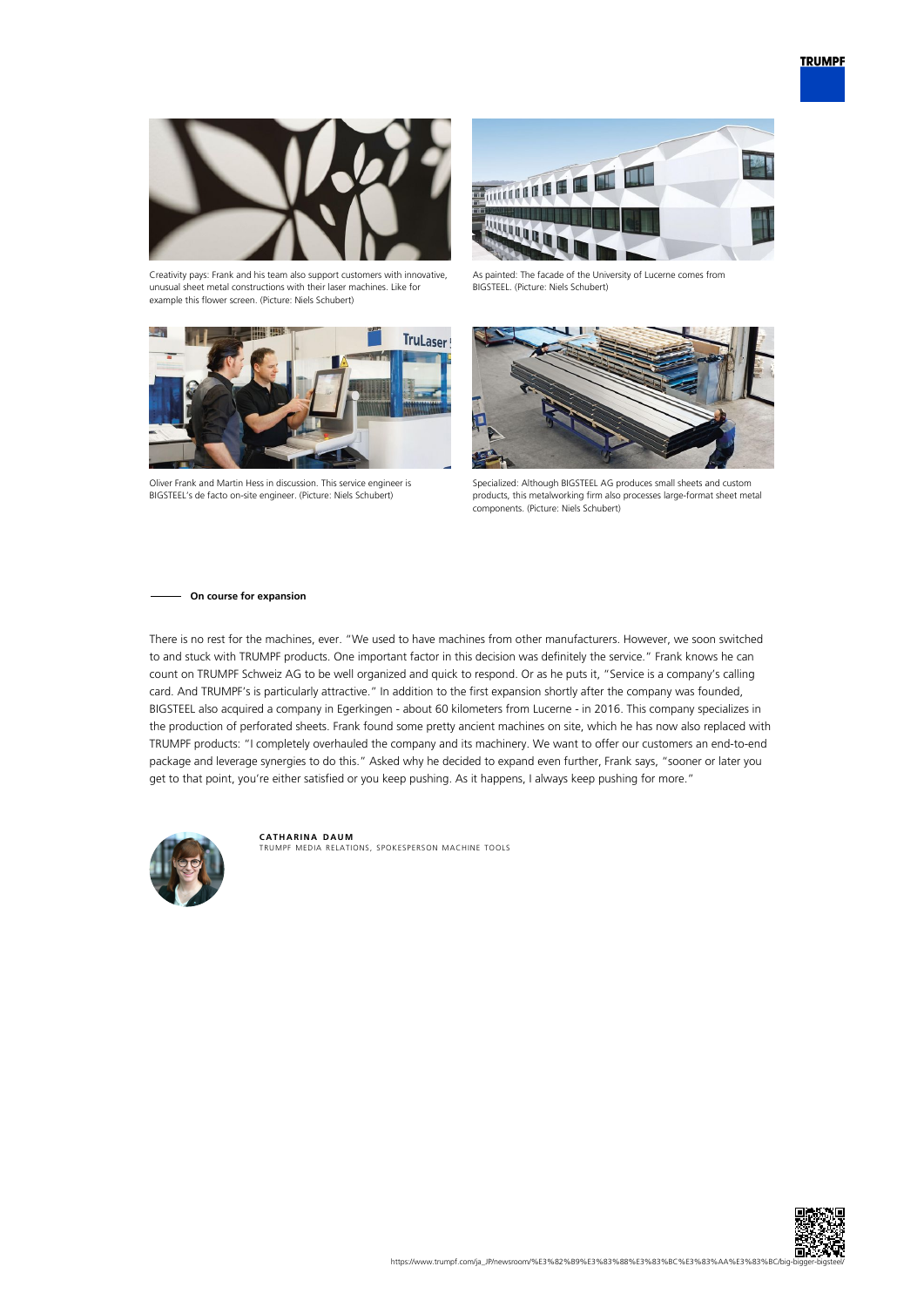Creativity pays: Frank and his team also support customers with innovative, unusual sheet metal constructions with their laser machines. Like for example this flower screen. (Picture: Niels Schubert)

As painted: The facade of the University of Lucerne comes from BIGSTEEL. (Picture: Niels Schubert)

Oliver Frank and Martin Hess in discussion. This service engineer is BIGSTEEL's de facto on-site engineer. (Picture: Niels Schubert)

Specialized: Although BIGSTEEL AG produces small sheets and custom products, this metalworking firm also processes large-format sheet metal components. (Picture: Niels Schubert)

## On course for expansion

There is no rest for the machines, ever. "We used to have machines from other manufacturers. However, we soon switched to and stuck with TRUMPF products. One important factor in this decision was definitely the service." Frank knows he can count on TRUMPF Schweiz AG to be well organized and quick to respond. Or as he puts it, "Service is a company's calling card. And TRUMPF's is particularly attractive." In addition to the first expansion shortly after the company was founded, BIGSTEEL also acquired a company in Egerkingen - about 60 kilometers from Lucerne - in 2016. This company specializes in the production of perforated sheets. Frank found some pretty ancient machines on site, which he has now also replaced with TRUMPF products: "I completely overhauled the company and its machinery. We want to offer our customers an end-to-end package and leverage synergies to do this." Asked why he decided to expand even further, Frank says, "sooner or later you get to that point, you're either satisfied or you keep pushing. As it happens, I always keep pushing for more."

**CATHARINA DAUM**
TRUMPF MEDIA RELATIONS, SPOKESPERSON MACHINE TOOLS